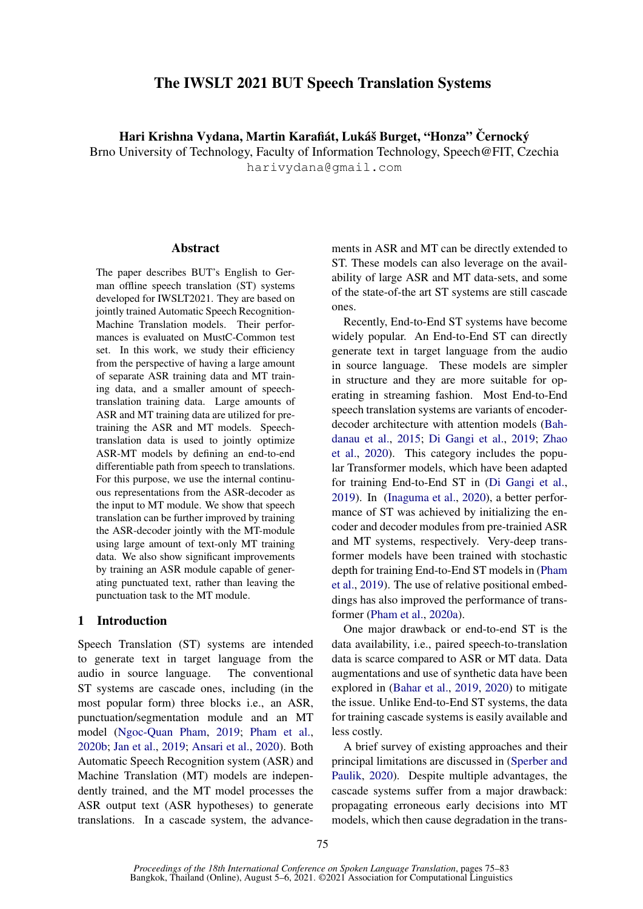# The IWSLT 2021 BUT Speech Translation Systems

**Hari Krishna Vydana, Martin Karafiát, Lukáš Burget, "Honza" Černocký**
Brno University of Technology, Faculty of Information Technology, Speech@FIT, Czechia
harivydana@gmail.com

## Abstract

The paper describes BUT's English to German offline speech translation (ST) systems developed for IWSLT2021. They are based on jointly trained Automatic Speech Recognition-Machine Translation models. Their performances is evaluated on MustC-Common test set. In this work, we study their efficiency from the perspective of having a large amount of separate ASR training data and MT training data, and a smaller amount of speech-translation training data. Large amounts of ASR and MT training data are utilized for pre-training the ASR and MT models. Speech-translation data is used to jointly optimize ASR-MT models by defining an end-to-end differentiable path from speech to translations. For this purpose, we use the internal continuous representations from the ASR-decoder as the input to MT module. We show that speech translation can be further improved by training the ASR-decoder jointly with the MT-module using large amount of text-only MT training data. We also show significant improvements by training an ASR module capable of generating punctuated text, rather than leaving the punctuation task to the MT module.

## 1 Introduction

Speech Translation (ST) systems are intended to generate text in target language from the audio in source language. The conventional ST systems are cascade ones, including (in the most popular form) three blocks i.e., an ASR, punctuation/segmentation module and an MT model (Ngoc-Quan Pham, 2019; Pham et al., 2020b; Jan et al., 2019; Ansari et al., 2020). Both Automatic Speech Recognition system (ASR) and Machine Translation (MT) models are independently trained, and the MT model processes the ASR output text (ASR hypotheses) to generate translations. In a cascade system, the advancements in ASR and MT can be directly extended to ST. These models can also leverage on the availability of large ASR and MT data-sets, and some of the state-of-the art ST systems are still cascade ones.

Recently, End-to-End ST systems have become widely popular. An End-to-End ST can directly generate text in target language from the audio in source language. These models are simpler in structure and they are more suitable for operating in streaming fashion. Most End-to-End speech translation systems are variants of encoder-decoder architecture with attention models (Bahdanau et al., 2015; Di Gangi et al., 2019; Zhao et al., 2020). This category includes the popular Transformer models, which have been adapted for training End-to-End ST in (Di Gangi et al., 2019). In (Inaguma et al., 2020), a better performance of ST was achieved by initializing the encoder and decoder modules from pre-trainied ASR and MT systems, respectively. Very-deep transformer models have been trained with stochastic depth for training End-to-End ST models in (Pham et al., 2019). The use of relative positional embeddings has also improved the performance of transformer (Pham et al., 2020a).

One major drawback or end-to-end ST is the data availability, i.e., paired speech-to-translation data is scarce compared to ASR or MT data. Data augmentations and use of synthetic data have been explored in (Bahar et al., 2019, 2020) to mitigate the issue. Unlike End-to-End ST systems, the data for training cascade systems is easily available and less costly.

A brief survey of existing approaches and their principal limitations are discussed in (Sperber and Paulik, 2020). Despite multiple advantages, the cascade systems suffer from a major drawback: propagating erroneous early decisions into MT models, which then cause degradation in the trans-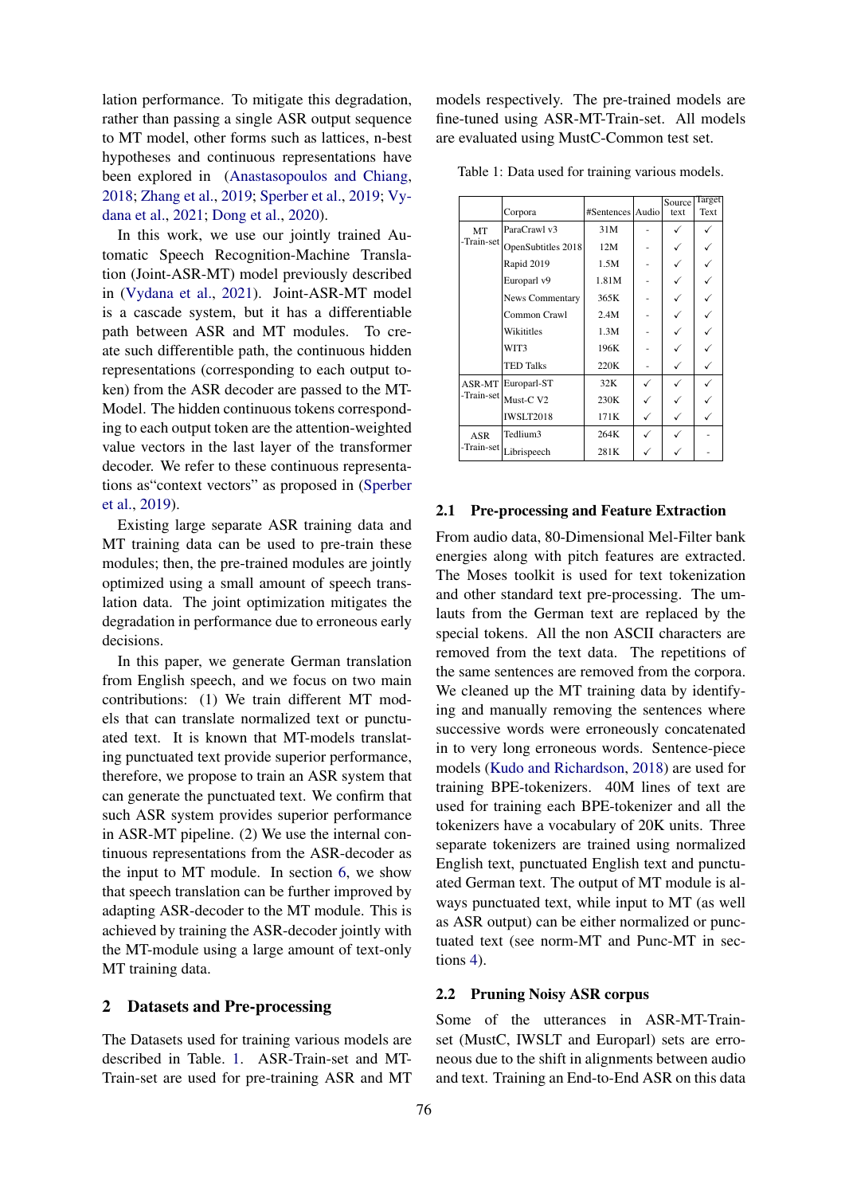lation performance. To mitigate this degradation, rather than passing a single ASR output sequence to MT model, other forms such as lattices, n-best hypotheses and continuous representations have been explored in (Anastasopoulos and Chiang, 2018; Zhang et al., 2019; Sperber et al., 2019; Vydana et al., 2021; Dong et al., 2020).

In this work, we use our jointly trained Automatic Speech Recognition-Machine Translation (Joint-ASR-MT) model previously described in (Vydana et al., 2021). Joint-ASR-MT model is a cascade system, but it has a differentiable path between ASR and MT modules. To create such differentible path, the continuous hidden representations (corresponding to each output token) from the ASR decoder are passed to the MT-Model. The hidden continuous tokens corresponding to each output token are the attention-weighted value vectors in the last layer of the transformer decoder. We refer to these continuous representations as"context vectors" as proposed in (Sperber et al., 2019).

Existing large separate ASR training data and MT training data can be used to pre-train these modules; then, the pre-trained modules are jointly optimized using a small amount of speech translation data. The joint optimization mitigates the degradation in performance due to erroneous early decisions.

In this paper, we generate German translation from English speech, and we focus on two main contributions: (1) We train different MT models that can translate normalized text or punctuated text. It is known that MT-models translating punctuated text provide superior performance, therefore, we propose to train an ASR system that can generate the punctuated text. We confirm that such ASR system provides superior performance in ASR-MT pipeline. (2) We use the internal continuous representations from the ASR-decoder as the input to MT module. In section 6, we show that speech translation can be further improved by adapting ASR-decoder to the MT module. This is achieved by training the ASR-decoder jointly with the MT-module using a large amount of text-only MT training data.

## 2 Datasets and Pre-processing

The Datasets used for training various models are described in Table. 1. ASR-Train-set and MT-Train-set are used for pre-training ASR and MT models respectively. The pre-trained models are fine-tuned using ASR-MT-Train-set. All models are evaluated using MustC-Common test set.

Table 1: Data used for training various models.

| | Corpora | #Sentences | Audio | Source text | Target Text |
|---|---|---|---|---|---|
| MT -Train-set | ParaCrawl v3 | 31M | - | ✓ | ✓ |
| | OpenSubtitles 2018 | 12M | - | ✓ | ✓ |
| | Rapid 2019 | 1.5M | - | ✓ | ✓ |
| | Europarl v9 | 1.81M | - | ✓ | ✓ |
| | News Commentary | 365K | - | ✓ | ✓ |
| | Common Crawl | 2.4M | - | ✓ | ✓ |
| | Wikititles | 1.3M | - | ✓ | ✓ |
| | WIT3 | 196K | - | ✓ | ✓ |
| | TED Talks | 220K | - | ✓ | ✓ |
| ASR-MT -Train-set | Europarl-ST | 32K | ✓ | ✓ | ✓ |
| | Must-C V2 | 230K | ✓ | ✓ | ✓ |
| | IWSLT2018 | 171K | ✓ | ✓ | ✓ |
| ASR -Train-set | Tedlium3 | 264K | ✓ | ✓ | - |
| | Librispeech | 281K | ✓ | ✓ | - |

### 2.1 Pre-processing and Feature Extraction

From audio data, 80-Dimensional Mel-Filter bank energies along with pitch features are extracted. The Moses toolkit is used for text tokenization and other standard text pre-processing. The umlauts from the German text are replaced by the special tokens. All the non ASCII characters are removed from the text data. The repetitions of the same sentences are removed from the corpora. We cleaned up the MT training data by identifying and manually removing the sentences where successive words were erroneously concatenated in to very long erroneous words. Sentence-piece models (Kudo and Richardson, 2018) are used for training BPE-tokenizers. 40M lines of text are used for training each BPE-tokenizer and all the tokenizers have a vocabulary of 20K units. Three separate tokenizers are trained using normalized English text, punctuated English text and punctuated German text. The output of MT module is always punctuated text, while input to MT (as well as ASR output) can be either normalized or punctuated text (see norm-MT and Punc-MT in sections 4).

### 2.2 Pruning Noisy ASR corpus

Some of the utterances in ASR-MT-Train-set (MustC, IWSLT and Europarl) sets are erroneous due to the shift in alignments between audio and text. Training an End-to-End ASR on this data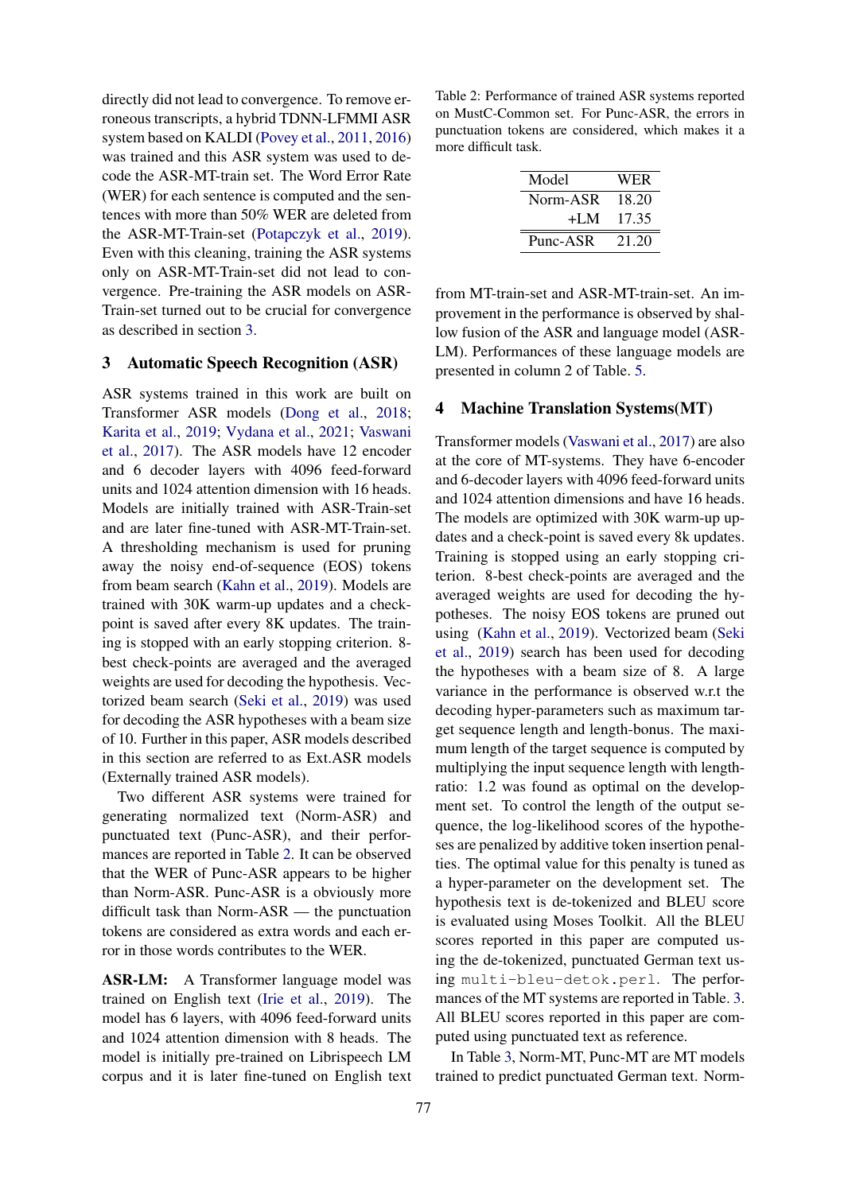directly did not lead to convergence. To remove erroneous transcripts, a hybrid TDNN-LFMMI ASR system based on KALDI (Povey et al., 2011, 2016) was trained and this ASR system was used to decode the ASR-MT-train set. The Word Error Rate (WER) for each sentence is computed and the sentences with more than 50% WER are deleted from the ASR-MT-Train-set (Potapczyk et al., 2019). Even with this cleaning, training the ASR systems only on ASR-MT-Train-set did not lead to convergence. Pre-training the ASR models on ASR-Train-set turned out to be crucial for convergence as described in section 3.

## 3 Automatic Speech Recognition (ASR)

ASR systems trained in this work are built on Transformer ASR models (Dong et al., 2018; Karita et al., 2019; Vydana et al., 2021; Vaswani et al., 2017). The ASR models have 12 encoder and 6 decoder layers with 4096 feed-forward units and 1024 attention dimension with 16 heads. Models are initially trained with ASR-Train-set and are later fine-tuned with ASR-MT-Train-set. A thresholding mechanism is used for pruning away the noisy end-of-sequence (EOS) tokens from beam search (Kahn et al., 2019). Models are trained with 30K warm-up updates and a checkpoint is saved after every 8K updates. The training is stopped with an early stopping criterion. 8-best check-points are averaged and the averaged weights are used for decoding the hypothesis. Vectorized beam search (Seki et al., 2019) was used for decoding the ASR hypotheses with a beam size of 10. Further in this paper, ASR models described in this section are referred to as Ext.ASR models (Externally trained ASR models).

Two different ASR systems were trained for generating normalized text (Norm-ASR) and punctuated text (Punc-ASR), and their performances are reported in Table 2. It can be observed that the WER of Punc-ASR appears to be higher than Norm-ASR. Punc-ASR is a obviously more difficult task than Norm-ASR — the punctuation tokens are considered as extra words and each error in those words contributes to the WER.

**ASR-LM:** A Transformer language model was trained on English text (Irie et al., 2019). The model has 6 layers, with 4096 feed-forward units and 1024 attention dimension with 8 heads. The model is initially pre-trained on Librispeech LM corpus and it is later fine-tuned on English text from MT-train-set and ASR-MT-train-set. An improvement in the performance is observed by shallow fusion of the ASR and language model (ASR-LM). Performances of these language models are presented in column 2 of Table. 5.

Table 2: Performance of trained ASR systems reported on MustC-Common set. For Punc-ASR, the errors in punctuation tokens are considered, which makes it a more difficult task.

| Model | WER |
|---|---|
| Norm-ASR | 18.20 |
| +LM | 17.35 |
| Punc-ASR | 21.20 |

## 4 Machine Translation Systems(MT)

Transformer models (Vaswani et al., 2017) are also at the core of MT-systems. They have 6-encoder and 6-decoder layers with 4096 feed-forward units and 1024 attention dimensions and have 16 heads. The models are optimized with 30K warm-up updates and a check-point is saved every 8k updates. Training is stopped using an early stopping criterion. 8-best check-points are averaged and the averaged weights are used for decoding the hypotheses. The noisy EOS tokens are pruned out using (Kahn et al., 2019). Vectorized beam (Seki et al., 2019) search has been used for decoding the hypotheses with a beam size of 8. A large variance in the performance is observed w.r.t the decoding hyper-parameters such as maximum target sequence length and length-bonus. The maximum length of the target sequence is computed by multiplying the input sequence length with length-ratio: 1.2 was found as optimal on the development set. To control the length of the output sequence, the log-likelihood scores of the hypotheses are penalized by additive token insertion penalties. The optimal value for this penalty is tuned as a hyper-parameter on the development set. The hypothesis text is de-tokenized and BLEU score is evaluated using Moses Toolkit. All the BLEU scores reported in this paper are computed using the de-tokenized, punctuated German text using `multi-bleu-detok.perl`. The performances of the MT systems are reported in Table. 3. All BLEU scores reported in this paper are computed using punctuated text as reference.

In Table 3, Norm-MT, Punc-MT are MT models trained to predict punctuated German text. Norm-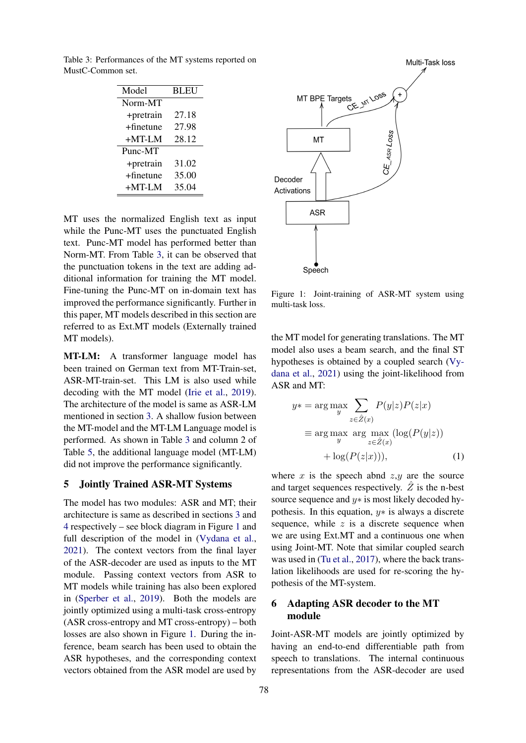Table 3: Performances of the MT systems reported on MustC-Common set.

| Model | BLEU |
|---|---|
| Norm-MT | |
| +pretrain | 27.18 |
| +finetune | 27.98 |
| +MT-LM | 28.12 |
| Punc-MT | |
| +pretrain | 31.02 |
| +finetune | 35.00 |
| +MT-LM | 35.04 |

MT uses the normalized English text as input while the Punc-MT uses the punctuated English text. Punc-MT model has performed better than Norm-MT. From Table 3, it can be observed that the punctuation tokens in the text are adding additional information for training the MT model. Fine-tuning the Punc-MT on in-domain text has improved the performance significantly. Further in this paper, MT models described in this section are referred to as Ext.MT models (Externally trained MT models).

**MT-LM:** A transformer language model has been trained on German text from MT-Train-set, ASR-MT-train-set. This LM is also used while decoding with the MT model (Irie et al., 2019). The architecture of the model is same as ASR-LM mentioned in section 3. A shallow fusion between the MT-model and the MT-LM Language model is performed. As shown in Table 3 and column 2 of Table 5, the additional language model (MT-LM) did not improve the performance significantly.

## 5 Jointly Trained ASR-MT Systems

The model has two modules: ASR and MT; their architecture is same as described in sections 3 and 4 respectively – see block diagram in Figure 1 and full description of the model in (Vydana et al., 2021). The context vectors from the final layer of the ASR-decoder are used as inputs to the MT module. Passing context vectors from ASR to MT models while training has also been explored in (Sperber et al., 2019). Both the models are jointly optimized using a multi-task cross-entropy (ASR cross-entropy and MT cross-entropy) – both losses are also shown in Figure 1. During the inference, beam search has been used to obtain the ASR hypotheses, and the corresponding context vectors obtained from the ASR model are used by the MT model for generating translations. The MT model also uses a beam search, and the final ST hypotheses is obtained by a coupled search (Vydana et al., 2021) using the joint-likelihood from ASR and MT:

Figure 1: Joint-training of ASR-MT system using multi-task loss.

$$
\begin{aligned}
y* &= \arg\max_{y} \sum_{z \in \hat{Z}(x)} P(y|z)P(z|x) \\
&\equiv \arg\max_{y} \arg\max_{z \in \hat{Z}(x)} (\log(P(y|z)) \\
&\quad + \log(P(z|x))), \qquad (1)
\end{aligned}
$$

where $x$ is the speech abnd $z$,$y$ are the source and target sequences respectively. $\hat{Z}$ is the n-best source sequence and $y*$ is most likely decoded hypothesis. In this equation, $y*$ is always a discrete sequence, while $z$ is a discrete sequence when we are using Ext.MT and a continuous one when using Joint-MT. Note that similar coupled search was used in (Tu et al., 2017), where the back translation likelihoods are used for re-scoring the hypothesis of the MT-system.

## 6 Adapting ASR decoder to the MT module

Joint-ASR-MT models are jointly optimized by having an end-to-end differentiable path from speech to translations. The internal continuous representations from the ASR-decoder are used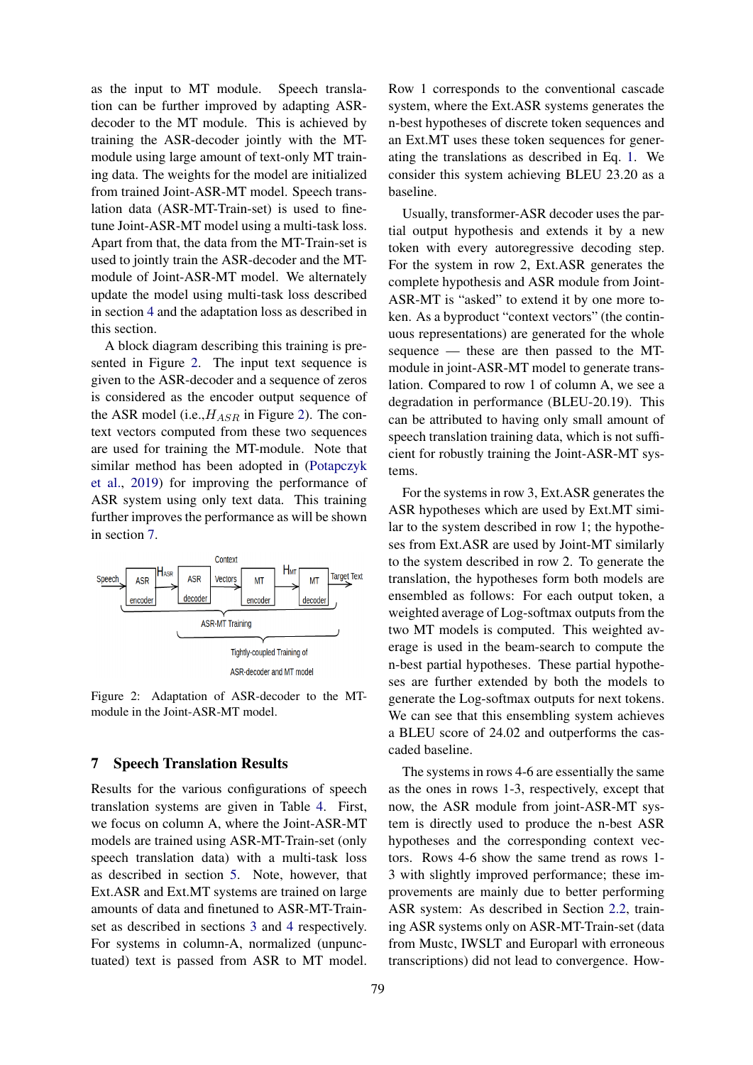as the input to MT module. Speech translation can be further improved by adapting ASR-decoder to the MT module. This is achieved by training the ASR-decoder jointly with the MT-module using large amount of text-only MT training data. The weights for the model are initialized from trained Joint-ASR-MT model. Speech translation data (ASR-MT-Train-set) is used to fine-tune Joint-ASR-MT model using a multi-task loss. Apart from that, the data from the MT-Train-set is used to jointly train the ASR-decoder and the MT-module of Joint-ASR-MT model. We alternately update the model using multi-task loss described in section 4 and the adaptation loss as described in this section.

A block diagram describing this training is presented in Figure 2. The input text sequence is given to the ASR-decoder and a sequence of zeros is considered as the encoder output sequence of the ASR model (i.e.,$H_{ASR}$ in Figure 2). The context vectors computed from these two sequences are used for training the MT-module. Note that similar method has been adopted in (Potapczyk et al., 2019) for improving the performance of ASR system using only text data. This training further improves the performance as will be shown in section 7.

Figure 2: Adaptation of ASR-decoder to the MT-module in the Joint-ASR-MT model.

## 7 Speech Translation Results

Results for the various configurations of speech translation systems are given in Table 4. First, we focus on column A, where the Joint-ASR-MT models are trained using ASR-MT-Train-set (only speech translation data) with a multi-task loss as described in section 5. Note, however, that Ext.ASR and Ext.MT systems are trained on large amounts of data and finetuned to ASR-MT-Train-set as described in sections 3 and 4 respectively. For systems in column-A, normalized (unpunctuated) text is passed from ASR to MT model. Row 1 corresponds to the conventional cascade system, where the Ext.ASR systems generates the n-best hypotheses of discrete token sequences and an Ext.MT uses these token sequences for generating the translations as described in Eq. 1. We consider this system achieving BLEU 23.20 as a baseline.

Usually, transformer-ASR decoder uses the partial output hypothesis and extends it by a new token with every autoregressive decoding step. For the system in row 2, Ext.ASR generates the complete hypothesis and ASR module from Joint-ASR-MT is "asked" to extend it by one more token. As a byproduct "context vectors" (the continuous representations) are generated for the whole sequence — these are then passed to the MT-module in joint-ASR-MT model to generate translation. Compared to row 1 of column A, we see a degradation in performance (BLEU-20.19). This can be attributed to having only small amount of speech translation training data, which is not sufficient for robustly training the Joint-ASR-MT systems.

For the systems in row 3, Ext.ASR generates the ASR hypotheses which are used by Ext.MT similar to the system described in row 1; the hypotheses from Ext.ASR are used by Joint-MT similarly to the system described in row 2. To generate the translation, the hypotheses from both models are ensembled as follows: For each output token, a weighted average of Log-softmax outputs from the two MT models is computed. This weighted average is used in the beam-search to compute the n-best partial hypotheses. These partial hypotheses are further extended by both the models to generate the Log-softmax outputs for next tokens. We can see that this ensembling system achieves a BLEU score of 24.02 and outperforms the cascaded baseline.

The systems in rows 4-6 are essentially the same as the ones in rows 1-3, respectively, except that now, the ASR module from joint-ASR-MT system is directly used to produce the n-best ASR hypotheses and the corresponding context vectors. Rows 4-6 show the same trend as rows 1-3 with slightly improved performance; these improvements are mainly due to better performing ASR system: As described in Section 2.2, training ASR systems only on ASR-MT-Train-set (data from Mustc, IWSLT and Europarl with erroneous transcriptions) did not lead to convergence. How-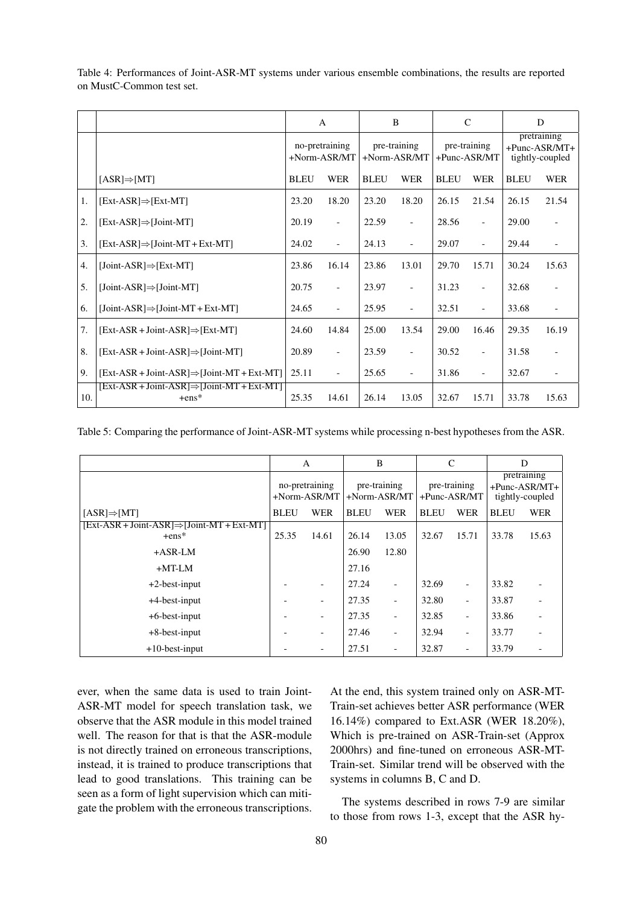Table 4: Performances of Joint-ASR-MT systems under various ensemble combinations, the results are reported on MustC-Common test set.

| | | A | | B | | C | | D | |
|---|---|---|---|---|---|---|---|---|---|
| | | no-pretraining +Norm-ASR/MT | | pre-training +Norm-ASR/MT | | pre-training +Punc-ASR/MT | | pretraining +Punc-ASR/MT+ tightly-coupled | |
| | [ASR]⇒[MT] | BLEU | WER | BLEU | WER | BLEU | WER | BLEU | WER |
| 1. | [Ext-ASR]⇒[Ext-MT] | 23.20 | 18.20 | 23.20 | 18.20 | 26.15 | 21.54 | 26.15 | 21.54 |
| 2. | [Ext-ASR]⇒[Joint-MT] | 20.19 | - | 22.59 | - | 28.56 | - | 29.00 | - |
| 3. | [Ext-ASR]⇒[Joint-MT + Ext-MT] | 24.02 | - | 24.13 | - | 29.07 | - | 29.44 | - |
| 4. | [Joint-ASR]⇒[Ext-MT] | 23.86 | 16.14 | 23.86 | 13.01 | 29.70 | 15.71 | 30.24 | 15.63 |
| 5. | [Joint-ASR]⇒[Joint-MT] | 20.75 | - | 23.97 | - | 31.23 | - | 32.68 | - |
| 6. | [Joint-ASR]⇒[Joint-MT + Ext-MT] | 24.65 | - | 25.95 | - | 32.51 | - | 33.68 | - |
| 7. | [Ext-ASR + Joint-ASR]⇒[Ext-MT] | 24.60 | 14.84 | 25.00 | 13.54 | 29.00 | 16.46 | 29.35 | 16.19 |
| 8. | [Ext-ASR + Joint-ASR]⇒[Joint-MT] | 20.89 | - | 23.59 | - | 30.52 | - | 31.58 | - |
| 9. | [Ext-ASR + Joint-ASR]⇒[Joint-MT + Ext-MT] | 25.11 | - | 25.65 | - | 31.86 | - | 32.67 | - |
| 10. | [Ext-ASR + Joint-ASR]⇒[Joint-MT + Ext-MT] +ens* | 25.35 | 14.61 | 26.14 | 13.05 | 32.67 | 15.71 | 33.78 | 15.63 |

Table 5: Comparing the performance of Joint-ASR-MT systems while processing n-best hypotheses from the ASR.

| | A | | B | | C | | D | |
|---|---|---|---|---|---|---|---|---|
| | no-pretraining +Norm-ASR/MT | | pre-training +Norm-ASR/MT | | pre-training +Punc-ASR/MT | | pretraining +Punc-ASR/MT+ tightly-coupled | |
| [ASR]⇒[MT] | BLEU | WER | BLEU | WER | BLEU | WER | BLEU | WER |
| [Ext-ASR + Joint-ASR]⇒[Joint-MT + Ext-MT] +ens* | 25.35 | 14.61 | 26.14 | 13.05 | 32.67 | 15.71 | 33.78 | 15.63 |
| +ASR-LM | | | 26.90 | 12.80 | | | | |
| +MT-LM | | | 27.16 | | | | | |
| +2-best-input | - | - | 27.24 | - | 32.69 | - | 33.82 | - |
| +4-best-input | - | - | 27.35 | - | 32.80 | - | 33.87 | - |
| +6-best-input | - | - | 27.35 | - | 32.85 | - | 33.86 | - |
| +8-best-input | - | - | 27.46 | - | 32.94 | - | 33.77 | - |
| +10-best-input | - | - | 27.51 | - | 32.87 | - | 33.79 | - |

ever, when the same data is used to train Joint-ASR-MT model for speech translation task, we observe that the ASR module in this model trained well. The reason for that is that the ASR-module is not directly trained on erroneous transcriptions, instead, it is trained to produce transcriptions that lead to good translations. This training can be seen as a form of light supervision which can mitigate the problem with the erroneous transcriptions. At the end, this system trained only on ASR-MT-Train-set achieves better ASR performance (WER 16.14%) compared to Ext.ASR (WER 18.20%), Which is pre-trained on ASR-Train-set (Approx 2000hrs) and fine-tuned on erroneous ASR-MT-Train-set. Similar trend will be observed with the systems in columns B, C and D.

The systems described in rows 7-9 are similar to those from rows 1-3, except that the ASR hy-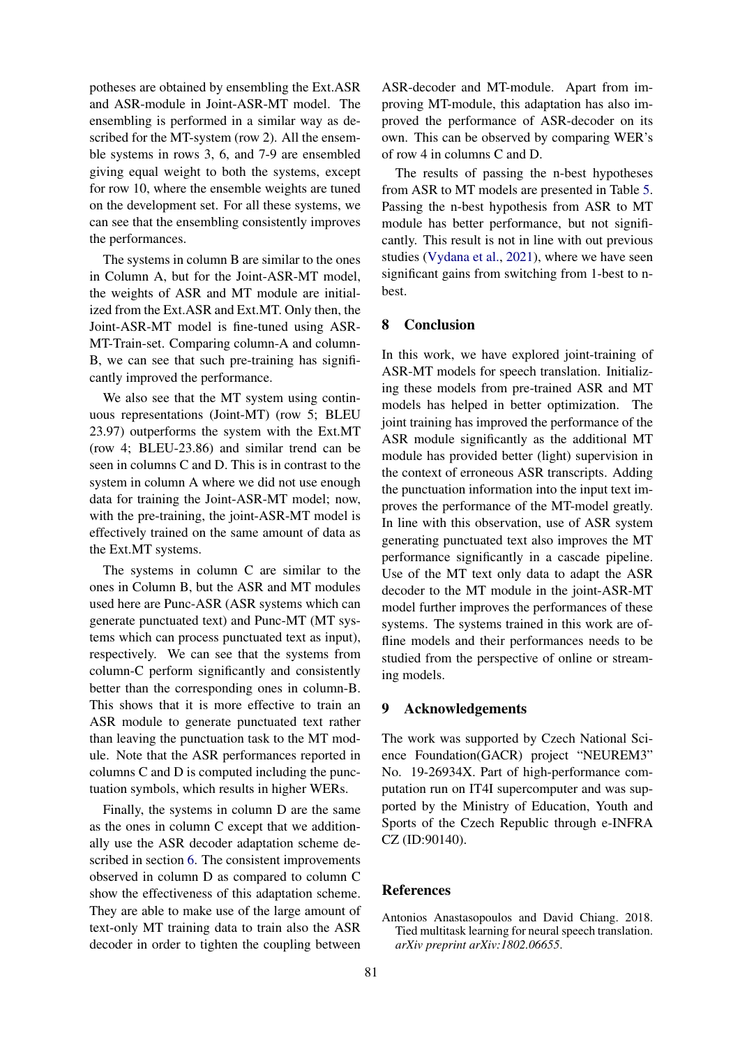potheses are obtained by ensembling the Ext.ASR and ASR-module in Joint-ASR-MT model. The ensembling is performed in a similar way as described for the MT-system (row 2). All the ensemble systems in rows 3, 6, and 7-9 are ensembled giving equal weight to both the systems, except for row 10, where the ensemble weights are tuned on the development set. For all these systems, we can see that the ensembling consistently improves the performances.

The systems in column B are similar to the ones in Column A, but for the Joint-ASR-MT model, the weights of ASR and MT module are initialized from the Ext.ASR and Ext.MT. Only then, the Joint-ASR-MT model is fine-tuned using ASR-MT-Train-set. Comparing column-A and column-B, we can see that such pre-training has significantly improved the performance.

We also see that the MT system using continuous representations (Joint-MT) (row 5; BLEU 23.97) outperforms the system with the Ext.MT (row 4; BLEU-23.86) and similar trend can be seen in columns C and D. This is in contrast to the system in column A where we did not use enough data for training the Joint-ASR-MT model; now, with the pre-training, the joint-ASR-MT model is effectively trained on the same amount of data as the Ext.MT systems.

The systems in column C are similar to the ones in Column B, but the ASR and MT modules used here are Punc-ASR (ASR systems which can generate punctuated text) and Punc-MT (MT systems which can process punctuated text as input), respectively. We can see that the systems from column-C perform significantly and consistently better than the corresponding ones in column-B. This shows that it is more effective to train an ASR module to generate punctuated text rather than leaving the punctuation task to the MT module. Note that the ASR performances reported in columns C and D is computed including the punctuation symbols, which results in higher WERs.

Finally, the systems in column D are the same as the ones in column C except that we additionally use the ASR decoder adaptation scheme described in section 6. The consistent improvements observed in column D as compared to column C show the effectiveness of this adaptation scheme. They are able to make use of the large amount of text-only MT training data to train also the ASR decoder in order to tighten the coupling between ASR-decoder and MT-module. Apart from improving MT-module, this adaptation has also improved the performance of ASR-decoder on its own. This can be observed by comparing WER's of row 4 in columns C and D.

The results of passing the n-best hypotheses from ASR to MT models are presented in Table 5. Passing the n-best hypothesis from ASR to MT module has better performance, but not significantly. This result is not in line with out previous studies (Vydana et al., 2021), where we have seen significant gains from switching from 1-best to n-best.

## 8 Conclusion

In this work, we have explored joint-training of ASR-MT models for speech translation. Initializing these models from pre-trained ASR and MT models has helped in better optimization. The joint training has improved the performance of the ASR module significantly as the additional MT module has provided better (light) supervision in the context of erroneous ASR transcripts. Adding the punctuation information into the input text improves the performance of the MT-model greatly. In line with this observation, use of ASR system generating punctuated text also improves the MT performance significantly in a cascade pipeline. Use of the MT text only data to adapt the ASR decoder to the MT module in the joint-ASR-MT model further improves the performances of these systems. The systems trained in this work are offline models and their performances needs to be studied from the perspective of online or streaming models.

## 9 Acknowledgements

The work was supported by Czech National Science Foundation(GACR) project "NEUREM3" No. 19-26934X. Part of high-performance computation run on IT4I supercomputer and was supported by the Ministry of Education, Youth and Sports of the Czech Republic through e-INFRA CZ (ID:90140).

## References

Antonios Anastasopoulos and David Chiang. 2018. Tied multitask learning for neural speech translation. *arXiv preprint arXiv:1802.06655*.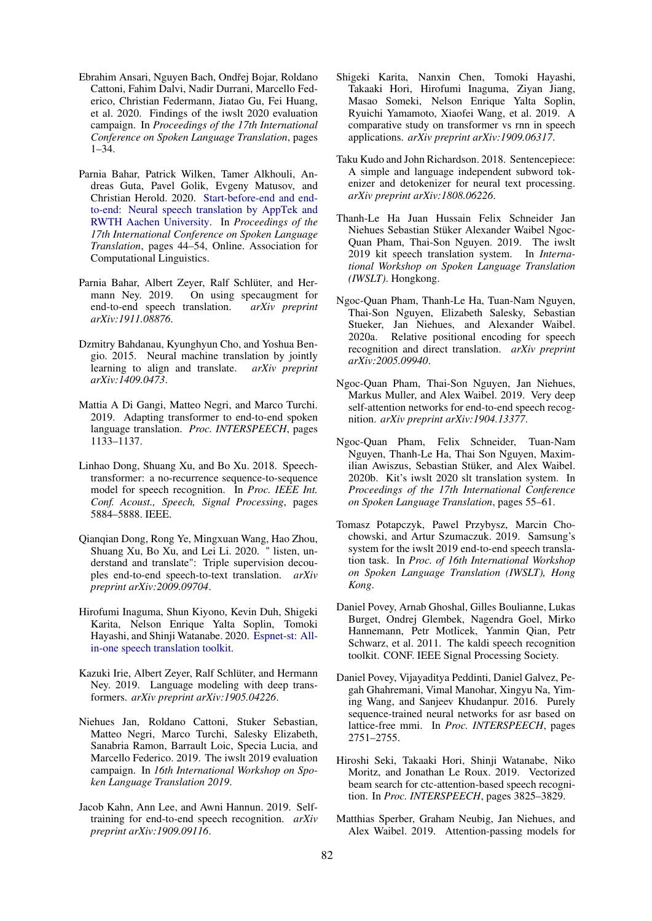Ebrahim Ansari, Nguyen Bach, Ondřej Bojar, Roldano Cattoni, Fahim Dalvi, Nadir Durrani, Marcello Federico, Christian Federmann, Jiatao Gu, Fei Huang, et al. 2020. Findings of the iwslt 2020 evaluation campaign. In *Proceedings of the 17th International Conference on Spoken Language Translation*, pages 1–34.

Parnia Bahar, Patrick Wilken, Tamer Alkhouli, Andreas Guta, Pavel Golik, Evgeny Matusov, and Christian Herold. 2020. Start-before-end and end-to-end: Neural speech translation by AppTek and RWTH Aachen University. In *Proceedings of the 17th International Conference on Spoken Language Translation*, pages 44–54, Online. Association for Computational Linguistics.

Parnia Bahar, Albert Zeyer, Ralf Schlüter, and Hermann Ney. 2019. On using specaugment for end-to-end speech translation. *arXiv preprint arXiv:1911.08876*.

Dzmitry Bahdanau, Kyunghyun Cho, and Yoshua Bengio. 2015. Neural machine translation by jointly learning to align and translate. *arXiv preprint arXiv:1409.0473*.

Mattia A Di Gangi, Matteo Negri, and Marco Turchi. 2019. Adapting transformer to end-to-end spoken language translation. *Proc. INTERSPEECH*, pages 1133–1137.

Linhao Dong, Shuang Xu, and Bo Xu. 2018. Speech-transformer: a no-recurrence sequence-to-sequence model for speech recognition. In *Proc. IEEE Int. Conf. Acoust., Speech, Signal Processing*, pages 5884–5888. IEEE.

Qianqian Dong, Rong Ye, Mingxuan Wang, Hao Zhou, Shuang Xu, Bo Xu, and Lei Li. 2020. " listen, understand and translate": Triple supervision decouples end-to-end speech-to-text translation. *arXiv preprint arXiv:2009.09704*.

Hirofumi Inaguma, Shun Kiyono, Kevin Duh, Shigeki Karita, Nelson Enrique Yalta Soplin, Tomoki Hayashi, and Shinji Watanabe. 2020. Espnet-st: All-in-one speech translation toolkit.

Kazuki Irie, Albert Zeyer, Ralf Schlüter, and Hermann Ney. 2019. Language modeling with deep transformers. *arXiv preprint arXiv:1905.04226*.

Niehues Jan, Roldano Cattoni, Stuker Sebastian, Matteo Negri, Marco Turchi, Salesky Elizabeth, Sanabria Ramon, Barrault Loic, Specia Lucia, and Marcello Federico. 2019. The iwslt 2019 evaluation campaign. In *16th International Workshop on Spoken Language Translation 2019*.

Jacob Kahn, Ann Lee, and Awni Hannun. 2019. Self-training for end-to-end speech recognition. *arXiv preprint arXiv:1909.09116*.

Shigeki Karita, Nanxin Chen, Tomoki Hayashi, Takaaki Hori, Hirofumi Inaguma, Ziyan Jiang, Masao Someki, Nelson Enrique Yalta Soplin, Ryuichi Yamamoto, Xiaofei Wang, et al. 2019. A comparative study on transformer vs rnn in speech applications. *arXiv preprint arXiv:1909.06317*.

Taku Kudo and John Richardson. 2018. Sentencepiece: A simple and language independent subword tokenizer and detokenizer for neural text processing. *arXiv preprint arXiv:1808.06226*.

Thanh-Le Ha Juan Hussain Felix Schneider Jan Niehues Sebastian Stüker Alexander Waibel Ngoc-Quan Pham, Thai-Son Nguyen. 2019. The iwslt 2019 kit speech translation system. In *International Workshop on Spoken Language Translation (IWSLT)*. Hongkong.

Ngoc-Quan Pham, Thanh-Le Ha, Tuan-Nam Nguyen, Thai-Son Nguyen, Elizabeth Salesky, Sebastian Stueker, Jan Niehues, and Alexander Waibel. 2020a. Relative positional encoding for speech recognition and direct translation. *arXiv preprint arXiv:2005.09940*.

Ngoc-Quan Pham, Thai-Son Nguyen, Jan Niehues, Markus Muller, and Alex Waibel. 2019. Very deep self-attention networks for end-to-end speech recognition. *arXiv preprint arXiv:1904.13377*.

Ngoc-Quan Pham, Felix Schneider, Tuan-Nam Nguyen, Thanh-Le Ha, Thai Son Nguyen, Maximilian Awiszus, Sebastian Stüker, and Alex Waibel. 2020b. Kit's iwslt 2020 slt translation system. In *Proceedings of the 17th International Conference on Spoken Language Translation*, pages 55–61.

Tomasz Potapczyk, Pawel Przybysz, Marcin Chochowski, and Artur Szumaczuk. 2019. Samsung's system for the iwslt 2019 end-to-end speech translation task. In *Proc. of 16th International Workshop on Spoken Language Translation (IWSLT), Hong Kong*.

Daniel Povey, Arnab Ghoshal, Gilles Boulianne, Lukas Burget, Ondrej Glembek, Nagendra Goel, Mirko Hannemann, Petr Motlicek, Yanmin Qian, Petr Schwarz, et al. 2011. The kaldi speech recognition toolkit. CONF. IEEE Signal Processing Society.

Daniel Povey, Vijayaditya Peddinti, Daniel Galvez, Pegah Ghahremani, Vimal Manohar, Xingyu Na, Yiming Wang, and Sanjeev Khudanpur. 2016. Purely sequence-trained neural networks for asr based on lattice-free mmi. In *Proc. INTERSPEECH*, pages 2751–2755.

Hiroshi Seki, Takaaki Hori, Shinji Watanabe, Niko Moritz, and Jonathan Le Roux. 2019. Vectorized beam search for ctc-attention-based speech recognition. In *Proc. INTERSPEECH*, pages 3825–3829.

Matthias Sperber, Graham Neubig, Jan Niehues, and Alex Waibel. 2019. Attention-passing models for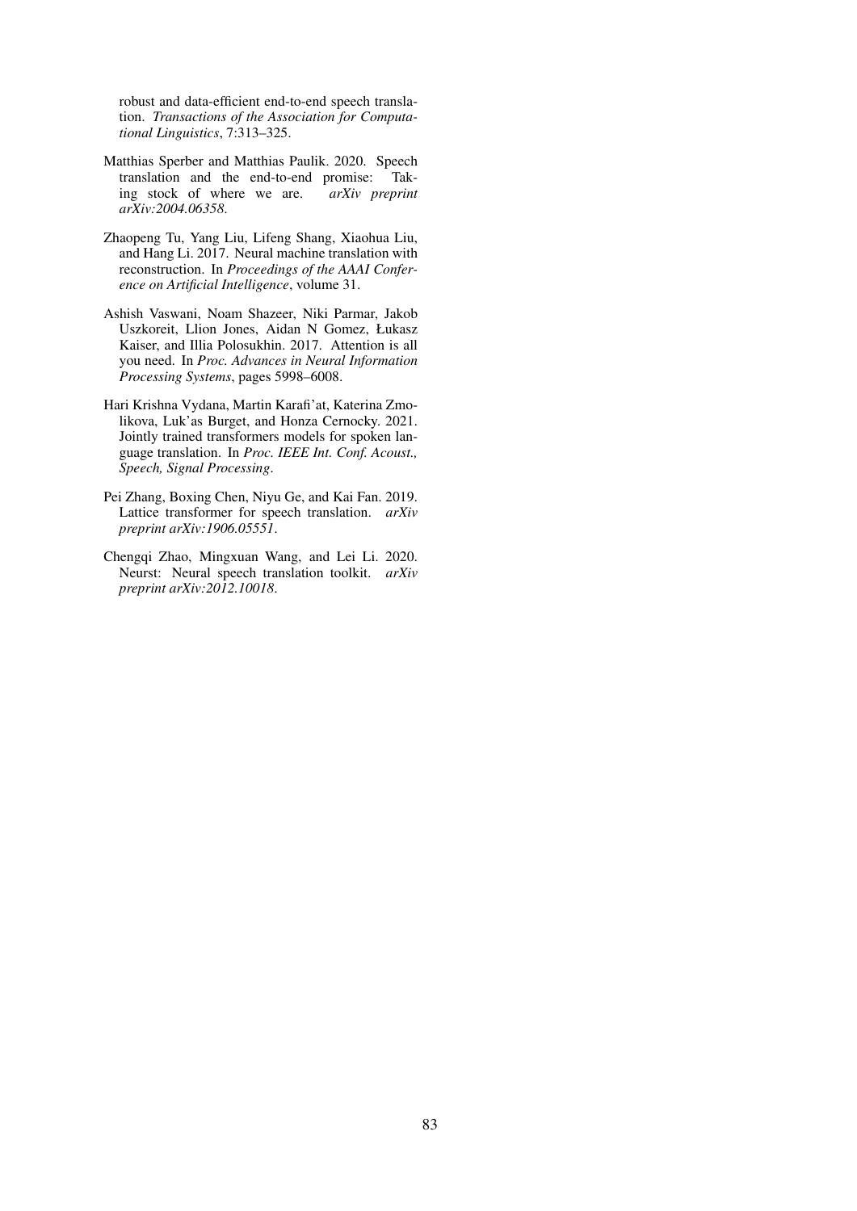robust and data-efficient end-to-end speech translation. *Transactions of the Association for Computational Linguistics*, 7:313–325.

Matthias Sperber and Matthias Paulik. 2020. Speech translation and the end-to-end promise: Taking stock of where we are. *arXiv preprint arXiv:2004.06358*.

Zhaopeng Tu, Yang Liu, Lifeng Shang, Xiaohua Liu, and Hang Li. 2017. Neural machine translation with reconstruction. In *Proceedings of the AAAI Conference on Artificial Intelligence*, volume 31.

Ashish Vaswani, Noam Shazeer, Niki Parmar, Jakob Uszkoreit, Llion Jones, Aidan N Gomez, Łukasz Kaiser, and Illia Polosukhin. 2017. Attention is all you need. In *Proc. Advances in Neural Information Processing Systems*, pages 5998–6008.

Hari Krishna Vydana, Martin Karafi'at, Katerina Zmolikova, Luk'as Burget, and Honza Cernocky. 2021. Jointly trained transformers models for spoken language translation. In *Proc. IEEE Int. Conf. Acoust., Speech, Signal Processing*.

Pei Zhang, Boxing Chen, Niyu Ge, and Kai Fan. 2019. Lattice transformer for speech translation. *arXiv preprint arXiv:1906.05551*.

Chengqi Zhao, Mingxuan Wang, and Lei Li. 2020. Neurst: Neural speech translation toolkit. *arXiv preprint arXiv:2012.10018*.